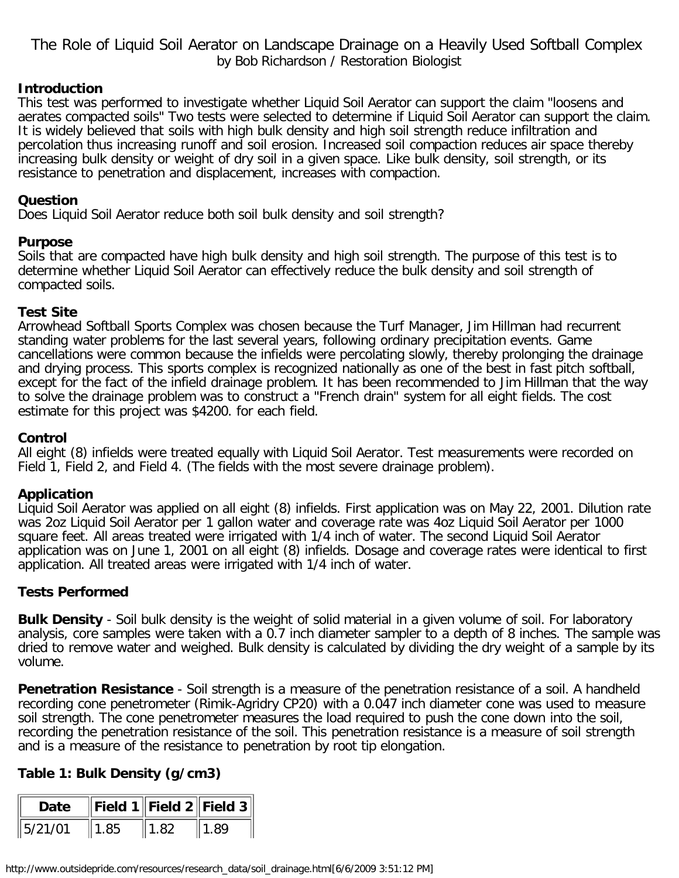# The Role of Liquid Soil Aerator on Landscape Drainage on a Heavily Used Softball Complex

by Bob Richardson / Restoration Biologist

**Introduction**

This test was performed to investigate whether Liquid Soil Aerator can support the claim "loosens and aerates compacted soils" Two tests were selected to determine if Liquid Soil Aerator can support the claim. It is widely believed that soils with high bulk density and high soil strength reduce infiltration and percolation thus increasing runoff and soil erosion. Increased soil compaction reduces air space thereby increasing bulk density or weight of dry soil in a given space. Like bulk density, soil strength, or its resistance to penetration and displacement, increases with compaction.

**Question**

Does Liquid Soil Aerator reduce both soil bulk density and soil strength?

**Purpose**

Soils that are compacted have high bulk density and high soil strength. The purpose of this test is to determine whether Liquid Soil Aerator can effectively reduce the bulk density and soil strength of compacted soils.

**Test Site**

Arrowhead Softball Sports Complex was chosen because the Turf Manager, Jim Hillman had recurrent standing water problems for the last several years, following ordinary precipitation events. Game cancellations were common because the infields were percolating slowly, thereby prolonging the drainage and drying process. This sports complex is recognized nationally as one of the best in fast pitch softball, except for the fact of the infield drainage problem. It has been recommended to Jim Hillman that the way to solve the drainage problem was to construct a "French drain" system for all eight fields. The cost estimate for this project was $4200. for each field.

**Control**

All eight (8) infields were treated equally with Liquid Soil Aerator. Test measurements were recorded on Field 1, Field 2, and Field 4. (The fields with the most severe drainage problem).

**Application**

Liquid Soil Aerator was applied on all eight (8) infields. First application was on May 22, 2001. Dilution rate was 2oz Liquid Soil Aerator per 1 gallon water and coverage rate was 4oz Liquid Soil Aerator per 1000 square feet. All areas treated were irrigated with 1/4 inch of water. The second Liquid Soil Aerator application was on June 1, 2001 on all eight (8) infields. Dosage and coverage rates were identical to first application. All treated areas were irrigated with 1/4 inch of water.

**Tests Performed**

**Bulk Density** - Soil bulk density is the weight of solid material in a given volume of soil. For laboratory analysis, core samples were taken with a 0.7 inch diameter sampler to a depth of 8 inches. The sample was dried to remove water and weighed. Bulk density is calculated by dividing the dry weight of a sample by its volume.

**Penetration Resistance** - Soil strength is a measure of the penetration resistance of a soil. A handheld recording cone penetrometer (Rimik-Agridry CP20) with a 0.047 inch diameter cone was used to measure soil strength. The cone penetrometer measures the load required to push the cone down into the soil, recording the penetration resistance of the soil. This penetration resistance is a measure of soil strength and is a measure of the resistance to penetration by root tip elongation.

**Table 1: Bulk Density (g/cm3)**

| Date | Field 1 | Field 2 | Field 3 |
|---|---|---|---|
| 5/21/01 | 1.85 | 1.82 | 1.89 |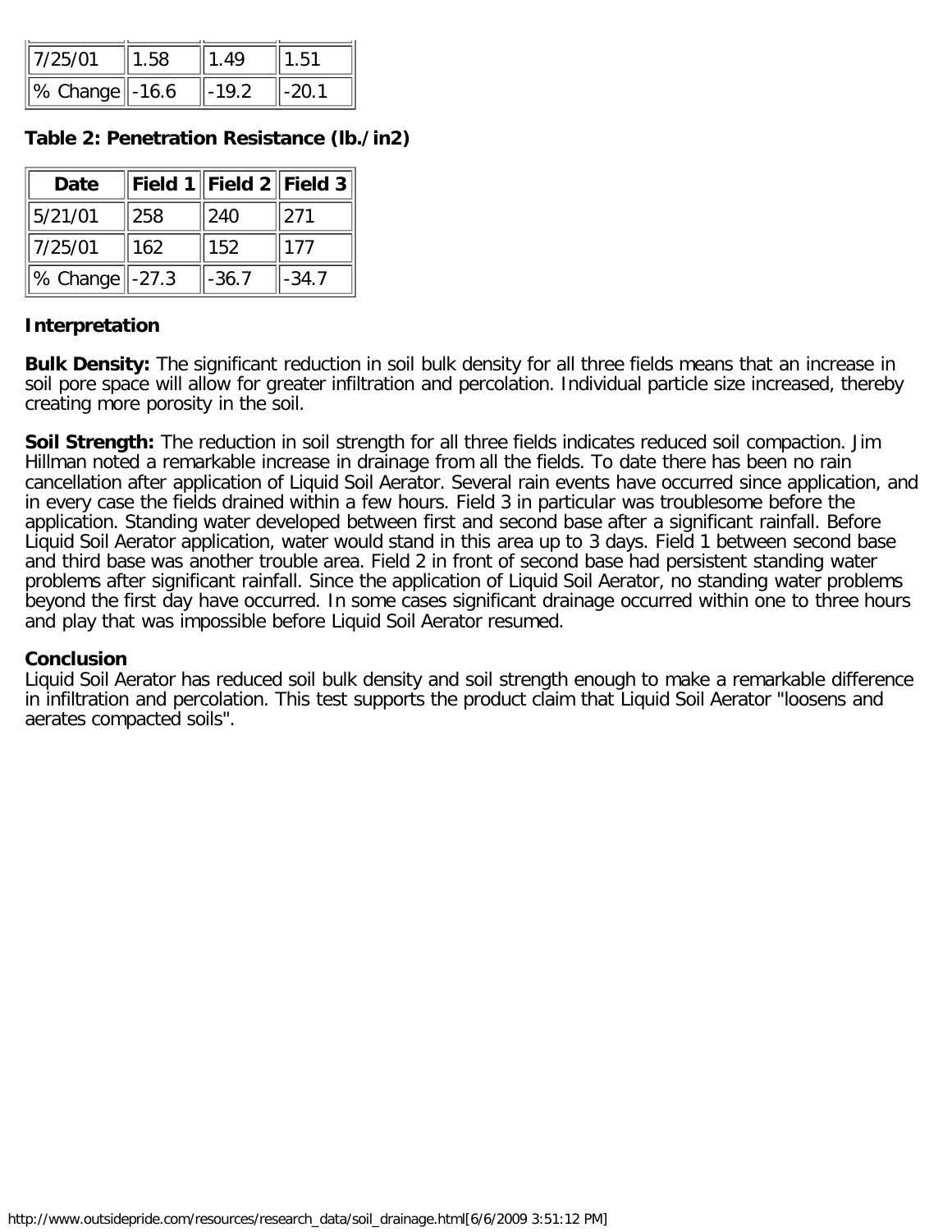| | | | |
|---|---|---|---|
| 7/25/01 | 1.58 | 1.49 | 1.51 |
| % Change | -16.6 | -19.2 | -20.1 |

**Table 2: Penetration Resistance (lb./in2)**

| Date | Field 1 | Field 2 | Field 3 |
|---|---|---|---|
| 5/21/01 | 258 | 240 | 271 |
| 7/25/01 | 162 | 152 | 177 |
| % Change | -27.3 | -36.7 | -34.7 |

**Interpretation**

**Bulk Density:** The significant reduction in soil bulk density for all three fields means that an increase in soil pore space will allow for greater infiltration and percolation. Individual particle size increased, thereby creating more porosity in the soil.

**Soil Strength:** The reduction in soil strength for all three fields indicates reduced soil compaction. Jim Hillman noted a remarkable increase in drainage from all the fields. To date there has been no rain cancellation after application of Liquid Soil Aerator. Several rain events have occurred since application, and in every case the fields drained within a few hours. Field 3 in particular was troublesome before the application. Standing water developed between first and second base after a significant rainfall. Before Liquid Soil Aerator application, water would stand in this area up to 3 days. Field 1 between second base and third base was another trouble area. Field 2 in front of second base had persistent standing water problems after significant rainfall. Since the application of Liquid Soil Aerator, no standing water problems beyond the first day have occurred. In some cases significant drainage occurred within one to three hours and play that was impossible before Liquid Soil Aerator resumed.

**Conclusion**

Liquid Soil Aerator has reduced soil bulk density and soil strength enough to make a remarkable difference in infiltration and percolation. This test supports the product claim that Liquid Soil Aerator "loosens and aerates compacted soils".